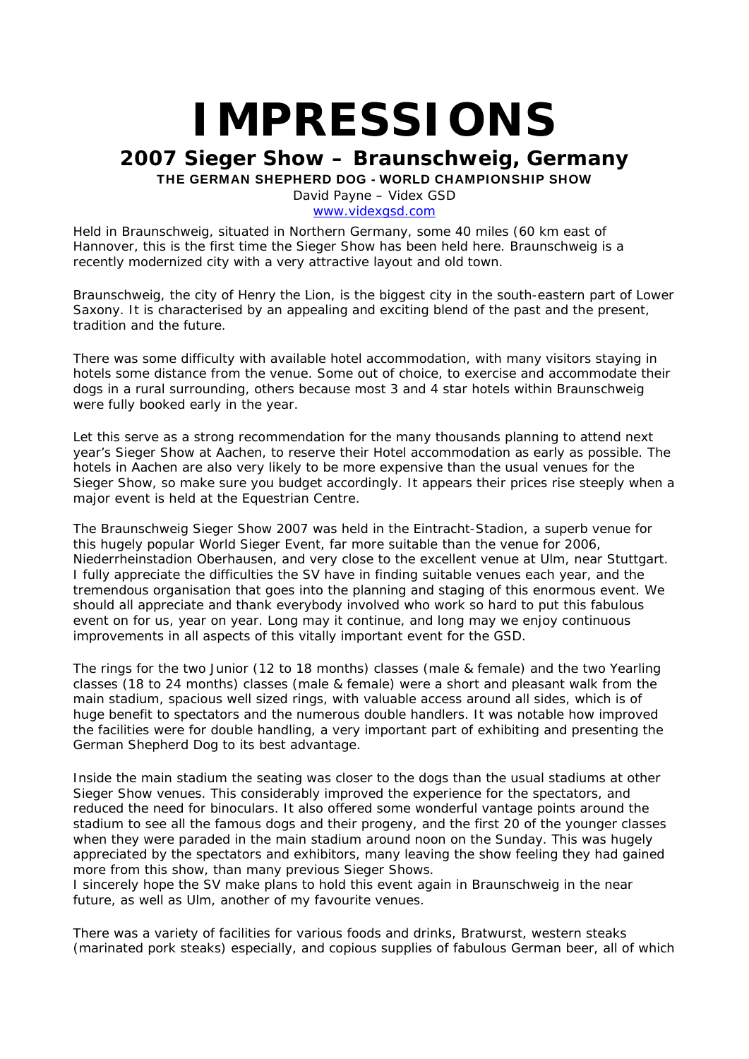# IMPRESSIONS

## 2007 Sieger Show – Braunschweig, Germany

**THE GERMAN SHEPHERD DOG - WORLD CHAMPIONSHIP SHOW**

David Payne – Videx GSD

www.videxgsd.com

Held in Braunschweig, situated in Northern Germany, some 40 miles (60 km east of Hannover, this is the first time the Sieger Show has been held here. Braunschweig is a recently modernized city with a very attractive layout and old town.

Braunschweig, the city of Henry the Lion, is the biggest city in the south-eastern part of Lower Saxony. It is characterised by an appealing and exciting blend of the past and the present, tradition and the future.

There was some difficulty with available hotel accommodation, with many visitors staying in hotels some distance from the venue. Some out of choice, to exercise and accommodate their dogs in a rural surrounding, others because most 3 and 4 star hotels within Braunschweig were fully booked early in the year.

Let this serve as a strong recommendation for the many thousands planning to attend next year's Sieger Show at Aachen, to reserve their Hotel accommodation as early as possible. The hotels in Aachen are also very likely to be more expensive than the usual venues for the Sieger Show, so make sure you budget accordingly. It appears their prices rise steeply when a major event is held at the Equestrian Centre.

The Braunschweig Sieger Show 2007 was held in the Eintracht-Stadion, a superb venue for this hugely popular World Sieger Event, far more suitable than the venue for 2006, Niederrheinstadion Oberhausen, and very close to the excellent venue at Ulm, near Stuttgart. I fully appreciate the difficulties the SV have in finding suitable venues each year, and the tremendous organisation that goes into the planning and staging of this enormous event. We should all appreciate and thank everybody involved who work so hard to put this fabulous event on for us, year on year. Long may it continue, and long may we enjoy continuous improvements in all aspects of this vitally important event for the GSD.

The rings for the two Junior (12 to 18 months) classes (male & female) and the two Yearling classes (18 to 24 months) classes (male & female) were a short and pleasant walk from the main stadium, spacious well sized rings, with valuable access around all sides, which is of huge benefit to spectators and the numerous double handlers. It was notable how improved the facilities were for double handling, a very important part of exhibiting and presenting the German Shepherd Dog to its best advantage.

Inside the main stadium the seating was closer to the dogs than the usual stadiums at other Sieger Show venues. This considerably improved the experience for the spectators, and reduced the need for binoculars. It also offered some wonderful vantage points around the stadium to see all the famous dogs and their progeny, and the first 20 of the younger classes when they were paraded in the main stadium around noon on the Sunday. This was hugely appreciated by the spectators and exhibitors, many leaving the show feeling they had gained more from this show, than many previous Sieger Shows.
I sincerely hope the SV make plans to hold this event again in Braunschweig in the near future, as well as Ulm, another of my favourite venues.

There was a variety of facilities for various foods and drinks, Bratwurst, western steaks (marinated pork steaks) especially, and copious supplies of fabulous German beer, all of which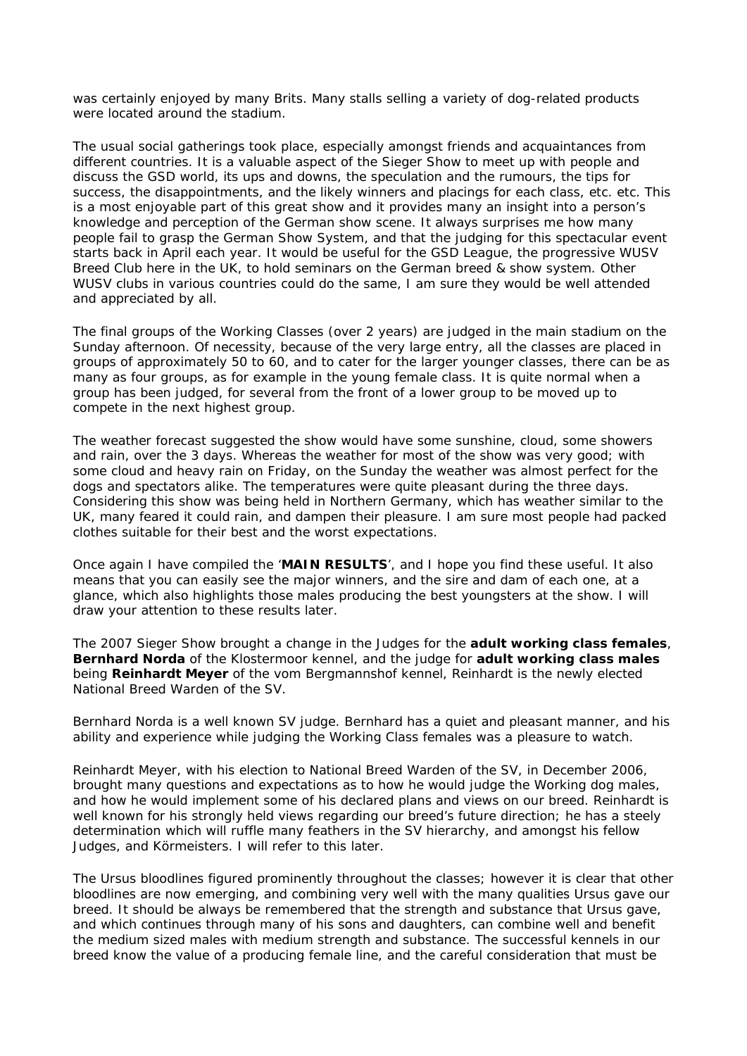was certainly enjoyed by many Brits. Many stalls selling a variety of dog-related products were located around the stadium.

The usual social gatherings took place, especially amongst friends and acquaintances from different countries. It is a valuable aspect of the Sieger Show to meet up with people and discuss the GSD world, its ups and downs, the speculation and the rumours, the tips for success, the disappointments, and the likely winners and placings for each class, etc. etc. This is a most enjoyable part of this great show and it provides many an insight into a person's knowledge and perception of the German show scene. It always surprises me how many people fail to grasp the German Show System, and that the judging for this spectacular event starts back in April each year. It would be useful for the GSD League, the progressive WUSV Breed Club here in the UK, to hold seminars on the German breed & show system. Other WUSV clubs in various countries could do the same, I am sure they would be well attended and appreciated by all.

The final groups of the Working Classes (over 2 years) are judged in the main stadium on the Sunday afternoon. Of necessity, because of the very large entry, all the classes are placed in groups of approximately 50 to 60, and to cater for the larger younger classes, there can be as many as four groups, as for example in the young female class. It is quite normal when a group has been judged, for several from the front of a lower group to be moved up to compete in the next highest group.

The weather forecast suggested the show would have some sunshine, cloud, some showers and rain, over the 3 days. Whereas the weather for most of the show was very good; with some cloud and heavy rain on Friday, on the Sunday the weather was almost perfect for the dogs and spectators alike. The temperatures were quite pleasant during the three days. Considering this show was being held in Northern Germany, which has weather similar to the UK, many feared it could rain, and dampen their pleasure. I am sure most people had packed clothes suitable for their best and the worst expectations.

Once again I have compiled the '**MAIN RESULTS**', and I hope you find these useful. It also means that you can easily see the major winners, and the sire and dam of each one, at a glance, which also highlights those males producing the best youngsters at the show. I will draw your attention to these results later.

The 2007 Sieger Show brought a change in the Judges for the **adult working class females**, **Bernhard Norda** of the Klostermoor kennel, and the judge for **adult working class males** being **Reinhardt Meyer** of the vom Bergmannshof kennel, Reinhardt is the newly elected National Breed Warden of the SV.

Bernhard Norda is a well known SV judge. Bernhard has a quiet and pleasant manner, and his ability and experience while judging the Working Class females was a pleasure to watch.

Reinhardt Meyer, with his election to National Breed Warden of the SV, in December 2006, brought many questions and expectations as to how he would judge the Working dog males, and how he would implement some of his declared plans and views on our breed. Reinhardt is well known for his strongly held views regarding our breed's future direction; he has a steely determination which will ruffle many feathers in the SV hierarchy, and amongst his fellow Judges, and Körmeisters. I will refer to this later.

The Ursus bloodlines figured prominently throughout the classes; however it is clear that other bloodlines are now emerging, and combining very well with the many qualities Ursus gave our breed. It should be always be remembered that the strength and substance that Ursus gave, and which continues through many of his sons and daughters, can combine well and benefit the medium sized males with medium strength and substance. The successful kennels in our breed know the value of a producing female line, and the careful consideration that must be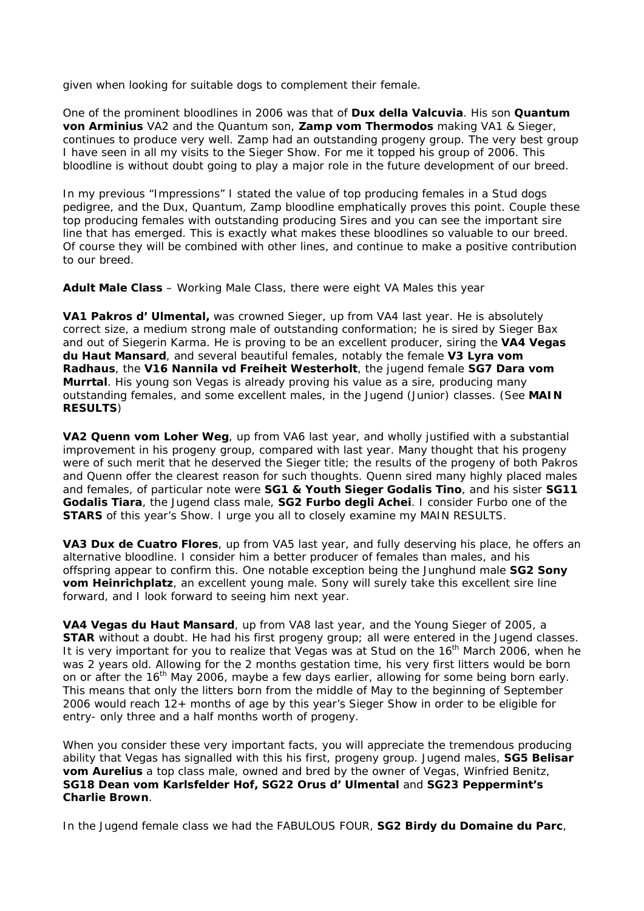given when looking for suitable dogs to complement their female.

One of the prominent bloodlines in 2006 was that of **Dux della Valcuvia**. His son **Quantum von Arminius** VA2 and the Quantum son, **Zamp vom Thermodos** making VA1 & Sieger, continues to produce very well. Zamp had an outstanding progeny group. The very best group I have seen in all my visits to the Sieger Show. For me it topped his group of 2006. This bloodline is without doubt going to play a major role in the future development of our breed.

In my previous "Impressions" I stated the value of top producing females in a Stud dogs pedigree, and the Dux, Quantum, Zamp bloodline emphatically proves this point. Couple these top producing females with outstanding producing Sires and you can see the important sire line that has emerged. This is exactly what makes these bloodlines so valuable to our breed. Of course they will be combined with other lines, and continue to make a positive contribution to our breed.

**Adult Male Class** – Working Male Class, there were eight VA Males this year

**VA1 Pakros d' Ulmental,** was crowned Sieger, up from VA4 last year. He is absolutely correct size, a medium strong male of outstanding conformation; he is sired by Sieger Bax and out of Siegerin Karma. He is proving to be an excellent producer, siring the **VA4 Vegas du Haut Mansard**, and several beautiful females, notably the female **V3 Lyra vom Radhaus**, the **V16 Nannila vd Freiheit Westerholt**, the jugend female **SG7 Dara vom Murrtal**. His young son Vegas is already proving his value as a sire, producing many outstanding females, and some excellent males, in the Jugend (Junior) classes. (See **MAIN RESULTS**)

**VA2 Quenn vom Loher Weg**, up from VA6 last year, and wholly justified with a substantial improvement in his progeny group, compared with last year. Many thought that his progeny were of such merit that he deserved the Sieger title; the results of the progeny of both Pakros and Quenn offer the clearest reason for such thoughts. Quenn sired many highly placed males and females, of particular note were **SG1 & Youth Sieger Godalis Tino**, and his sister **SG11 Godalis Tiara**, the Jugend class male, **SG2 Furbo degli Achei**. I consider Furbo one of the **STARS** of this year's Show. I urge you all to closely examine my MAIN RESULTS.

**VA3 Dux de Cuatro Flores**, up from VA5 last year, and fully deserving his place, he offers an alternative bloodline. I consider him a better producer of females than males, and his offspring appear to confirm this. One notable exception being the Junghund male **SG2 Sony vom Heinrichplatz**, an excellent young male. Sony will surely take this excellent sire line forward, and I look forward to seeing him next year.

**VA4 Vegas du Haut Mansard**, up from VA8 last year, and the Young Sieger of 2005, a **STAR** without a doubt. He had his first progeny group; all were entered in the Jugend classes. It is very important for you to realize that Vegas was at Stud on the 16th March 2006, when he was 2 years old. Allowing for the 2 months gestation time, his very first litters would be born on or after the 16th May 2006, maybe a few days earlier, allowing for some being born early. This means that only the litters born from the middle of May to the beginning of September 2006 would reach 12+ months of age by this year's Sieger Show in order to be eligible for entry- only three and a half months worth of progeny.

When you consider these very important facts, you will appreciate the tremendous producing ability that Vegas has signalled with this his first, progeny group. Jugend males, **SG5 Belisar vom Aurelius** a top class male, owned and bred by the owner of Vegas, Winfried Benitz, **SG18 Dean vom Karlsfelder Hof, SG22 Orus d' Ulmental** and **SG23 Peppermint's Charlie Brown**.

In the Jugend female class we had the FABULOUS FOUR, **SG2 Birdy du Domaine du Parc**,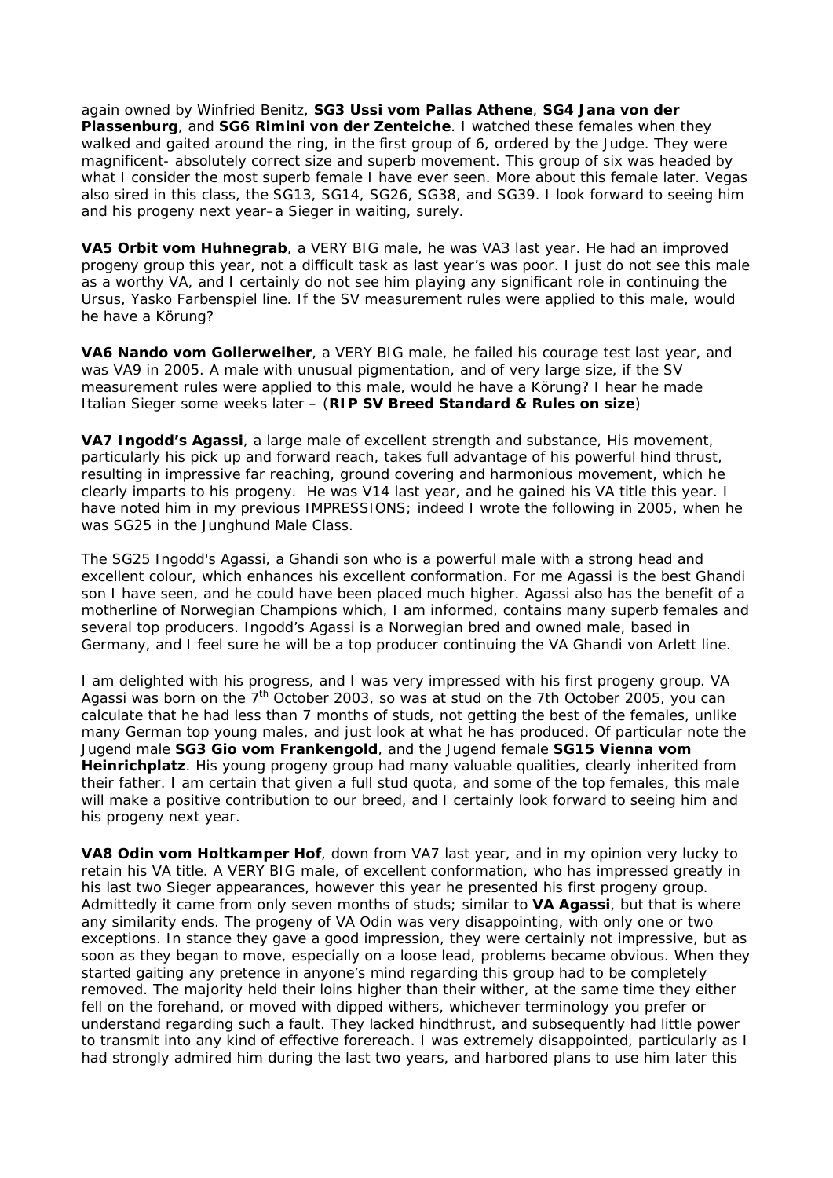again owned by Winfried Benitz, **SG3 Ussi vom Pallas Athene**, **SG4 Jana von der Plassenburg**, and **SG6 Rimini von der Zenteiche**. I watched these females when they walked and gaited around the ring, in the first group of 6, ordered by the Judge. They were magnificent- absolutely correct size and superb movement. This group of six was headed by what I consider the most superb female I have ever seen. More about this female later. Vegas also sired in this class, the SG13, SG14, SG26, SG38, and SG39. I look forward to seeing him and his progeny next year–a Sieger in waiting, surely.

**VA5 Orbit vom Huhnegrab**, a VERY BIG male, he was VA3 last year. He had an improved progeny group this year, not a difficult task as last year's was poor. I just do not see this male as a worthy VA, and I certainly do not see him playing any significant role in continuing the Ursus, Yasko Farbenspiel line. If the SV measurement rules were applied to this male, would he have a Körung?

**VA6 Nando vom Gollerweiher**, a VERY BIG male, he failed his courage test last year, and was VA9 in 2005. A male with unusual pigmentation, and of very large size, if the SV measurement rules were applied to this male, would he have a Körung? I hear he made Italian Sieger some weeks later – (**RIP SV Breed Standard & Rules on size**)

**VA7 Ingodd's Agassi**, a large male of excellent strength and substance, His movement, particularly his pick up and forward reach, takes full advantage of his powerful hind thrust, resulting in impressive far reaching, ground covering and harmonious movement, which he clearly imparts to his progeny. He was V14 last year, and he gained his VA title this year. I have noted him in my previous IMPRESSIONS; indeed I wrote the following in 2005, when he was SG25 in the Junghund Male Class.

The SG25 Ingodd's Agassi, a Ghandi son who is a powerful male with a strong head and excellent colour, which enhances his excellent conformation. For me Agassi is the best Ghandi son I have seen, and he could have been placed much higher. Agassi also has the benefit of a motherline of Norwegian Champions which, I am informed, contains many superb females and several top producers. Ingodd's Agassi is a Norwegian bred and owned male, based in Germany, and I feel sure he will be a top producer continuing the VA Ghandi von Arlett line.

I am delighted with his progress, and I was very impressed with his first progeny group. VA Agassi was born on the 7th October 2003, so was at stud on the 7th October 2005, you can calculate that he had less than 7 months of studs, not getting the best of the females, unlike many German top young males, and just look at what he has produced. Of particular note the Jugend male **SG3 Gio vom Frankengold**, and the Jugend female **SG15 Vienna vom Heinrichplatz**. His young progeny group had many valuable qualities, clearly inherited from their father. I am certain that given a full stud quota, and some of the top females, this male will make a positive contribution to our breed, and I certainly look forward to seeing him and his progeny next year.

**VA8 Odin vom Holtkamper Hof**, down from VA7 last year, and in my opinion very lucky to retain his VA title. A VERY BIG male, of excellent conformation, who has impressed greatly in his last two Sieger appearances, however this year he presented his first progeny group. Admittedly it came from only seven months of studs; similar to **VA Agassi**, but that is where any similarity ends. The progeny of VA Odin was very disappointing, with only one or two exceptions. In stance they gave a good impression, they were certainly not impressive, but as soon as they began to move, especially on a loose lead, problems became obvious. When they started gaiting any pretence in anyone's mind regarding this group had to be completely removed. The majority held their loins higher than their wither, at the same time they either fell on the forehand, or moved with dipped withers, whichever terminology you prefer or understand regarding such a fault. They lacked hindthrust, and subsequently had little power to transmit into any kind of effective forereach. I was extremely disappointed, particularly as I had strongly admired him during the last two years, and harbored plans to use him later this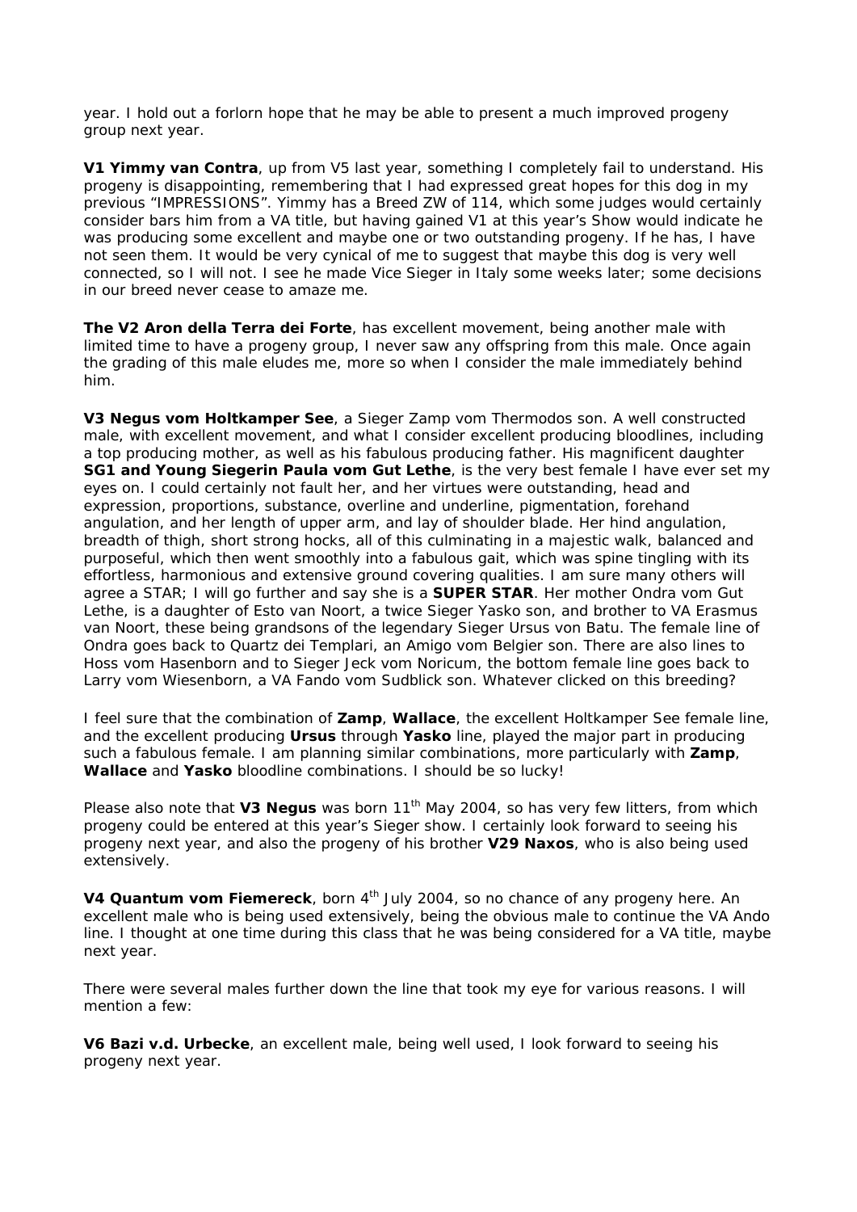year. I hold out a forlorn hope that he may be able to present a much improved progeny group next year.

**V1 Yimmy van Contra**, up from V5 last year, something I completely fail to understand. His progeny is disappointing, remembering that I had expressed great hopes for this dog in my previous "IMPRESSIONS". Yimmy has a Breed ZW of 114, which some judges would certainly consider bars him from a VA title, but having gained V1 at this year's Show would indicate he was producing some excellent and maybe one or two outstanding progeny. If he has, I have not seen them. It would be very cynical of me to suggest that maybe this dog is very well connected, so I will not. I see he made Vice Sieger in Italy some weeks later; some decisions in our breed never cease to amaze me.

**The V2 Aron della Terra dei Forte**, has excellent movement, being another male with limited time to have a progeny group, I never saw any offspring from this male. Once again the grading of this male eludes me, more so when I consider the male immediately behind him.

**V3 Negus vom Holtkamper See**, a Sieger Zamp vom Thermodos son. A well constructed male, with excellent movement, and what I consider excellent producing bloodlines, including a top producing mother, as well as his fabulous producing father. His magnificent daughter **SG1 and Young Siegerin Paula vom Gut Lethe**, is the very best female I have ever set my eyes on. I could certainly not fault her, and her virtues were outstanding, head and expression, proportions, substance, overline and underline, pigmentation, forehand angulation, and her length of upper arm, and lay of shoulder blade. Her hind angulation, breadth of thigh, short strong hocks, all of this culminating in a majestic walk, balanced and purposeful, which then went smoothly into a fabulous gait, which was spine tingling with its effortless, harmonious and extensive ground covering qualities. I am sure many others will agree a STAR; I will go further and say she is a **SUPER STAR**. Her mother Ondra vom Gut Lethe, is a daughter of Esto van Noort, a twice Sieger Yasko son, and brother to VA Erasmus van Noort, these being grandsons of the legendary Sieger Ursus von Batu. The female line of Ondra goes back to Quartz dei Templari, an Amigo vom Belgier son. There are also lines to Hoss vom Hasenborn and to Sieger Jeck vom Noricum, the bottom female line goes back to Larry vom Wiesenborn, a VA Fando vom Sudblick son. Whatever clicked on this breeding?

I feel sure that the combination of **Zamp**, **Wallace**, the excellent Holtkamper See female line, and the excellent producing **Ursus** through **Yasko** line, played the major part in producing such a fabulous female. I am planning similar combinations, more particularly with **Zamp**, **Wallace** and **Yasko** bloodline combinations. I should be so lucky!

Please also note that **V3 Negus** was born 11th May 2004, so has very few litters, from which progeny could be entered at this year's Sieger show. I certainly look forward to seeing his progeny next year, and also the progeny of his brother **V29 Naxos**, who is also being used extensively.

**V4 Quantum vom Fiemereck**, born 4th July 2004, so no chance of any progeny here. An excellent male who is being used extensively, being the obvious male to continue the VA Ando line. I thought at one time during this class that he was being considered for a VA title, maybe next year.

There were several males further down the line that took my eye for various reasons. I will mention a few:

**V6 Bazi v.d. Urbecke**, an excellent male, being well used, I look forward to seeing his progeny next year.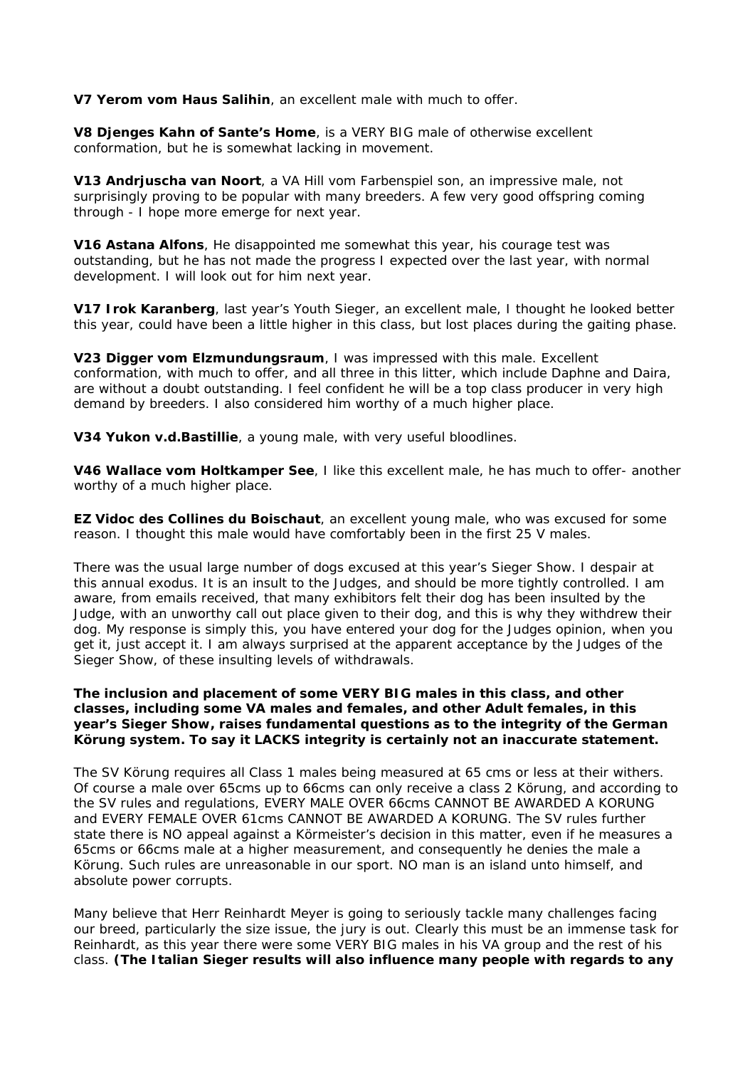**V7 Yerom vom Haus Salihin**, an excellent male with much to offer.

**V8 Djenges Kahn of Sante's Home**, is a VERY BIG male of otherwise excellent conformation, but he is somewhat lacking in movement.

**V13 Andrjuscha van Noort**, a VA Hill vom Farbenspiel son, an impressive male, not surprisingly proving to be popular with many breeders. A few very good offspring coming through - I hope more emerge for next year.

**V16 Astana Alfons**, He disappointed me somewhat this year, his courage test was outstanding, but he has not made the progress I expected over the last year, with normal development. I will look out for him next year.

**V17 Irok Karanberg**, last year's Youth Sieger, an excellent male, I thought he looked better this year, could have been a little higher in this class, but lost places during the gaiting phase.

**V23 Digger vom Elzmundungsraum**, I was impressed with this male. Excellent conformation, with much to offer, and all three in this litter, which include Daphne and Daira, are without a doubt outstanding. I feel confident he will be a top class producer in very high demand by breeders. I also considered him worthy of a much higher place.

**V34 Yukon v.d.Bastillie**, a young male, with very useful bloodlines.

**V46 Wallace vom Holtkamper See**, I like this excellent male, he has much to offer- another worthy of a much higher place.

**EZ Vidoc des Collines du Boischaut**, an excellent young male, who was excused for some reason. I thought this male would have comfortably been in the first 25 V males.

There was the usual large number of dogs excused at this year's Sieger Show. I despair at this annual exodus. It is an insult to the Judges, and should be more tightly controlled. I am aware, from emails received, that many exhibitors felt their dog has been insulted by the Judge, with an unworthy call out place given to their dog, and this is why they withdrew their dog. My response is simply this, you have entered your dog for the Judges opinion, when you get it, just accept it. I am always surprised at the apparent acceptance by the Judges of the Sieger Show, of these insulting levels of withdrawals.

**The inclusion and placement of some VERY BIG males in this class, and other classes, including some VA males and females, and other Adult females, in this year's Sieger Show, raises fundamental questions as to the integrity of the German Körung system. To say it LACKS integrity is certainly not an inaccurate statement.**

The SV Körung requires all Class 1 males being measured at 65 cms or less at their withers. Of course a male over 65cms up to 66cms can only receive a class 2 Körung, and according to the SV rules and regulations, EVERY MALE OVER 66cms CANNOT BE AWARDED A KORUNG and EVERY FEMALE OVER 61cms CANNOT BE AWARDED A KORUNG. The SV rules further state there is NO appeal against a Körmeister's decision in this matter, even if he measures a 65cms or 66cms male at a higher measurement, and consequently he denies the male a Körung. Such rules are unreasonable in our sport. NO man is an island unto himself, and absolute power corrupts.

Many believe that Herr Reinhardt Meyer is going to seriously tackle many challenges facing our breed, particularly the size issue, the jury is out. Clearly this must be an immense task for Reinhardt, as this year there were some VERY BIG males in his VA group and the rest of his class. **(The Italian Sieger results will also influence many people with regards to any**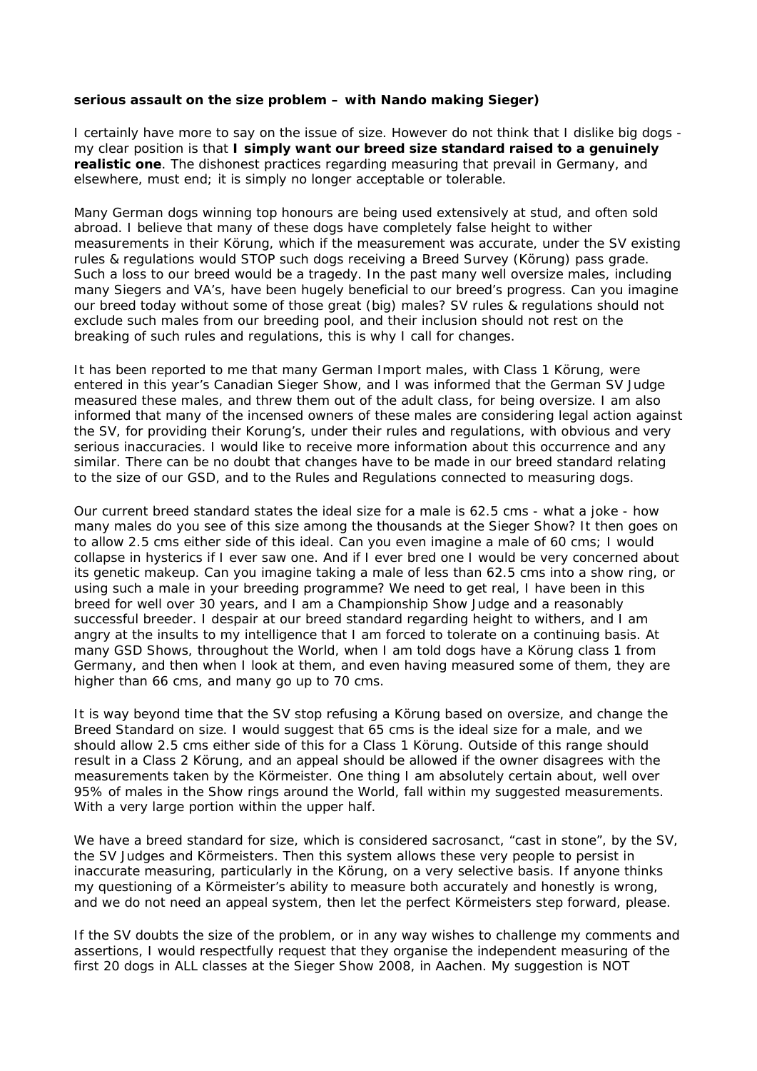**serious assault on the size problem – with Nando making Sieger)**

I certainly have more to say on the issue of size. However do not think that I dislike big dogs - my clear position is that **I simply want our breed size standard raised to a genuinely realistic one**. The dishonest practices regarding measuring that prevail in Germany, and elsewhere, must end; it is simply no longer acceptable or tolerable.

Many German dogs winning top honours are being used extensively at stud, and often sold abroad. I believe that many of these dogs have completely false height to wither measurements in their Körung, which if the measurement was accurate, under the SV existing rules & regulations would STOP such dogs receiving a Breed Survey (Körung) pass grade. Such a loss to our breed would be a tragedy. In the past many well oversize males, including many Siegers and VA's, have been hugely beneficial to our breed's progress. Can you imagine our breed today without some of those great (big) males? SV rules & regulations should not exclude such males from our breeding pool, and their inclusion should not rest on the breaking of such rules and regulations, this is why I call for changes.

It has been reported to me that many German Import males, with Class 1 Körung, were entered in this year's Canadian Sieger Show, and I was informed that the German SV Judge measured these males, and threw them out of the adult class, for being oversize. I am also informed that many of the incensed owners of these males are considering legal action against the SV, for providing their Korung's, under their rules and regulations, with obvious and very serious inaccuracies. I would like to receive more information about this occurrence and any similar. There can be no doubt that changes have to be made in our breed standard relating to the size of our GSD, and to the Rules and Regulations connected to measuring dogs.

Our current breed standard states the ideal size for a male is 62.5 cms - what a joke - how many males do you see of this size among the thousands at the Sieger Show? It then goes on to allow 2.5 cms either side of this ideal. Can you even imagine a male of 60 cms; I would collapse in hysterics if I ever saw one. And if I ever bred one I would be very concerned about its genetic makeup. Can you imagine taking a male of less than 62.5 cms into a show ring, or using such a male in your breeding programme? We need to get real, I have been in this breed for well over 30 years, and I am a Championship Show Judge and a reasonably successful breeder. I despair at our breed standard regarding height to withers, and I am angry at the insults to my intelligence that I am forced to tolerate on a continuing basis. At many GSD Shows, throughout the World, when I am told dogs have a Körung class 1 from Germany, and then when I look at them, and even having measured some of them, they are higher than 66 cms, and many go up to 70 cms.

It is way beyond time that the SV stop refusing a Körung based on oversize, and change the Breed Standard on size. I would suggest that 65 cms is the ideal size for a male, and we should allow 2.5 cms either side of this for a Class 1 Körung. Outside of this range should result in a Class 2 Körung, and an appeal should be allowed if the owner disagrees with the measurements taken by the Körmeister. One thing I am absolutely certain about, well over 95% of males in the Show rings around the World, fall within my suggested measurements. With a very large portion within the upper half.

We have a breed standard for size, which is considered sacrosanct, "cast in stone", by the SV, the SV Judges and Körmeisters. Then this system allows these very people to persist in inaccurate measuring, particularly in the Körung, on a very selective basis. If anyone thinks my questioning of a Körmeister's ability to measure both accurately and honestly is wrong, and we do not need an appeal system, then let the perfect Körmeisters step forward, please.

If the SV doubts the size of the problem, or in any way wishes to challenge my comments and assertions, I would respectfully request that they organise the independent measuring of the first 20 dogs in ALL classes at the Sieger Show 2008, in Aachen. My suggestion is NOT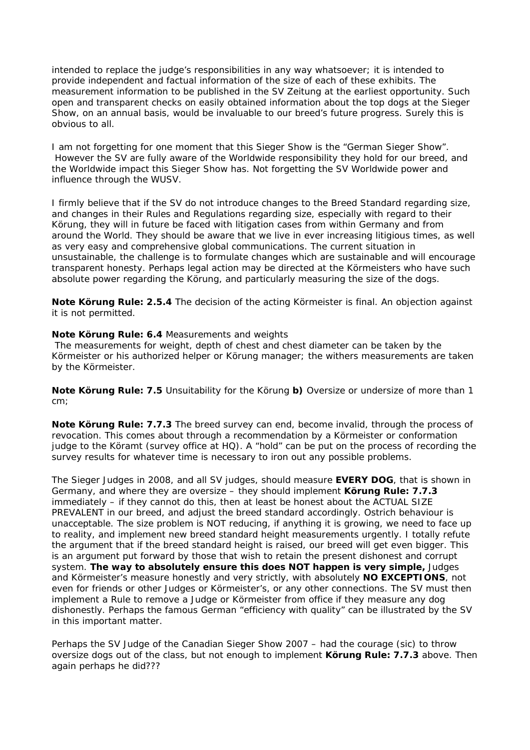intended to replace the judge's responsibilities in any way whatsoever; it is intended to provide independent and factual information of the size of each of these exhibits. The measurement information to be published in the SV Zeitung at the earliest opportunity. Such open and transparent checks on easily obtained information about the top dogs at the Sieger Show, on an annual basis, would be invaluable to our breed's future progress. Surely this is obvious to all.

I am not forgetting for one moment that this Sieger Show is the "German Sieger Show". However the SV are fully aware of the Worldwide responsibility they hold for our breed, and the Worldwide impact this Sieger Show has. Not forgetting the SV Worldwide power and influence through the WUSV.

I firmly believe that if the SV do not introduce changes to the Breed Standard regarding size, and changes in their Rules and Regulations regarding size, especially with regard to their Körung, they will in future be faced with litigation cases from within Germany and from around the World. They should be aware that we live in ever increasing litigious times, as well as very easy and comprehensive global communications. The current situation in unsustainable, the challenge is to formulate changes which are sustainable and will encourage transparent honesty. Perhaps legal action may be directed at the Körmeisters who have such absolute power regarding the Körung, and particularly measuring the size of the dogs.

**Note Körung Rule: 2.5.4** The decision of the acting Körmeister is final. An objection against it is not permitted.

**Note Körung Rule: 6.4** Measurements and weights
The measurements for weight, depth of chest and chest diameter can be taken by the Körmeister or his authorized helper or Körung manager; the withers measurements are taken by the Körmeister.

**Note Körung Rule: 7.5** Unsuitability for the Körung **b)** Oversize or undersize of more than 1 cm;

**Note Körung Rule: 7.7.3** The breed survey can end, become invalid, through the process of revocation. This comes about through a recommendation by a Körmeister or conformation judge to the Köramt (survey office at HQ). A "hold" can be put on the process of recording the survey results for whatever time is necessary to iron out any possible problems.

The Sieger Judges in 2008, and all SV judges, should measure **EVERY DOG**, that is shown in Germany, and where they are oversize – they should implement **Körung Rule: 7.7.3** immediately – if they cannot do this, then at least be honest about the ACTUAL SIZE PREVALENT in our breed, and adjust the breed standard accordingly. Ostrich behaviour is unacceptable. The size problem is NOT reducing, if anything it is growing, we need to face up to reality, and implement new breed standard height measurements urgently. I totally refute the argument that if the breed standard height is raised, our breed will get even bigger. This is an argument put forward by those that wish to retain the present dishonest and corrupt system. **The way to absolutely ensure this does NOT happen is very simple,** Judges and Körmeister's measure honestly and very strictly, with absolutely **NO EXCEPTIONS**, not even for friends or other Judges or Körmeister's, or any other connections. The SV must then implement a Rule to remove a Judge or Körmeister from office if they measure any dog dishonestly. Perhaps the famous German "efficiency with quality" can be illustrated by the SV in this important matter.

Perhaps the SV Judge of the Canadian Sieger Show 2007 – had the courage (sic) to throw oversize dogs out of the class, but not enough to implement **Körung Rule: 7.7.3** above. Then again perhaps he did???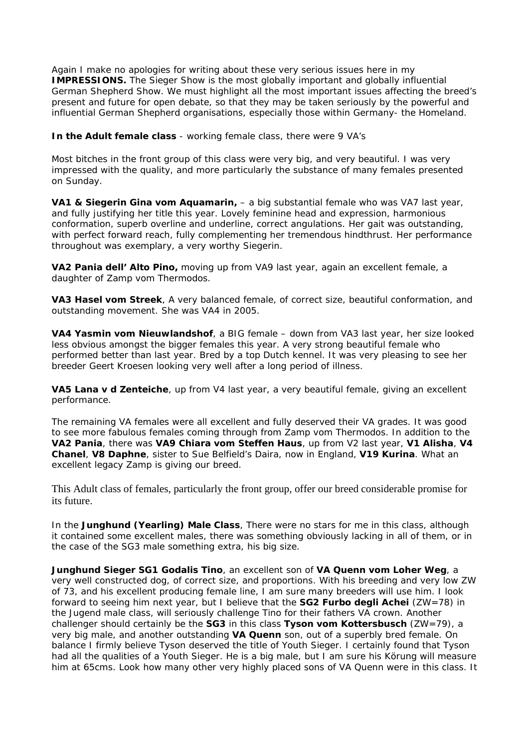Again I make no apologies for writing about these very serious issues here in my **IMPRESSIONS.** The Sieger Show is the most globally important and globally influential German Shepherd Show. We must highlight all the most important issues affecting the breed's present and future for open debate, so that they may be taken seriously by the powerful and influential German Shepherd organisations, especially those within Germany- the Homeland.

**In the Adult female class** - working female class, there were 9 VA's

Most bitches in the front group of this class were very big, and very beautiful. I was very impressed with the quality, and more particularly the substance of many females presented on Sunday.

**VA1 & Siegerin Gina vom Aquamarin,** – a big substantial female who was VA7 last year, and fully justifying her title this year. Lovely feminine head and expression, harmonious conformation, superb overline and underline, correct angulations. Her gait was outstanding, with perfect forward reach, fully complementing her tremendous hindthrust. Her performance throughout was exemplary, a very worthy Siegerin.

**VA2 Pania dell' Alto Pino,** moving up from VA9 last year, again an excellent female, a daughter of Zamp vom Thermodos.

**VA3 Hasel vom Streek**, A very balanced female, of correct size, beautiful conformation, and outstanding movement. She was VA4 in 2005.

**VA4 Yasmin vom Nieuwlandshof**, a BIG female – down from VA3 last year, her size looked less obvious amongst the bigger females this year. A very strong beautiful female who performed better than last year. Bred by a top Dutch kennel. It was very pleasing to see her breeder Geert Kroesen looking very well after a long period of illness.

**VA5 Lana v d Zenteiche**, up from V4 last year, a very beautiful female, giving an excellent performance.

The remaining VA females were all excellent and fully deserved their VA grades. It was good to see more fabulous females coming through from Zamp vom Thermodos. In addition to the **VA2 Pania**, there was **VA9 Chiara vom Steffen Haus**, up from V2 last year, **V1 Alisha**, **V4 Chanel**, **V8 Daphne**, sister to Sue Belfield's Daira, now in England, **V19 Kurina**. What an excellent legacy Zamp is giving our breed.

This Adult class of females, particularly the front group, offer our breed considerable promise for its future.

In the **Junghund (Yearling) Male Class**, There were no stars for me in this class, although it contained some excellent males, there was something obviously lacking in all of them, or in the case of the SG3 male something extra, his big size.

**Junghund Sieger SG1 Godalis Tino**, an excellent son of **VA Quenn vom Loher Weg**, a very well constructed dog, of correct size, and proportions. With his breeding and very low ZW of 73, and his excellent producing female line, I am sure many breeders will use him. I look forward to seeing him next year, but I believe that the **SG2 Furbo degli Achei** (ZW=78) in the Jugend male class, will seriously challenge Tino for their fathers VA crown. Another challenger should certainly be the **SG3** in this class **Tyson vom Kottersbusch** (ZW=79), a very big male, and another outstanding **VA Quenn** son, out of a superbly bred female. On balance I firmly believe Tyson deserved the title of Youth Sieger. I certainly found that Tyson had all the qualities of a Youth Sieger. He is a big male, but I am sure his Körung will measure him at 65cms. Look how many other very highly placed sons of VA Quenn were in this class. It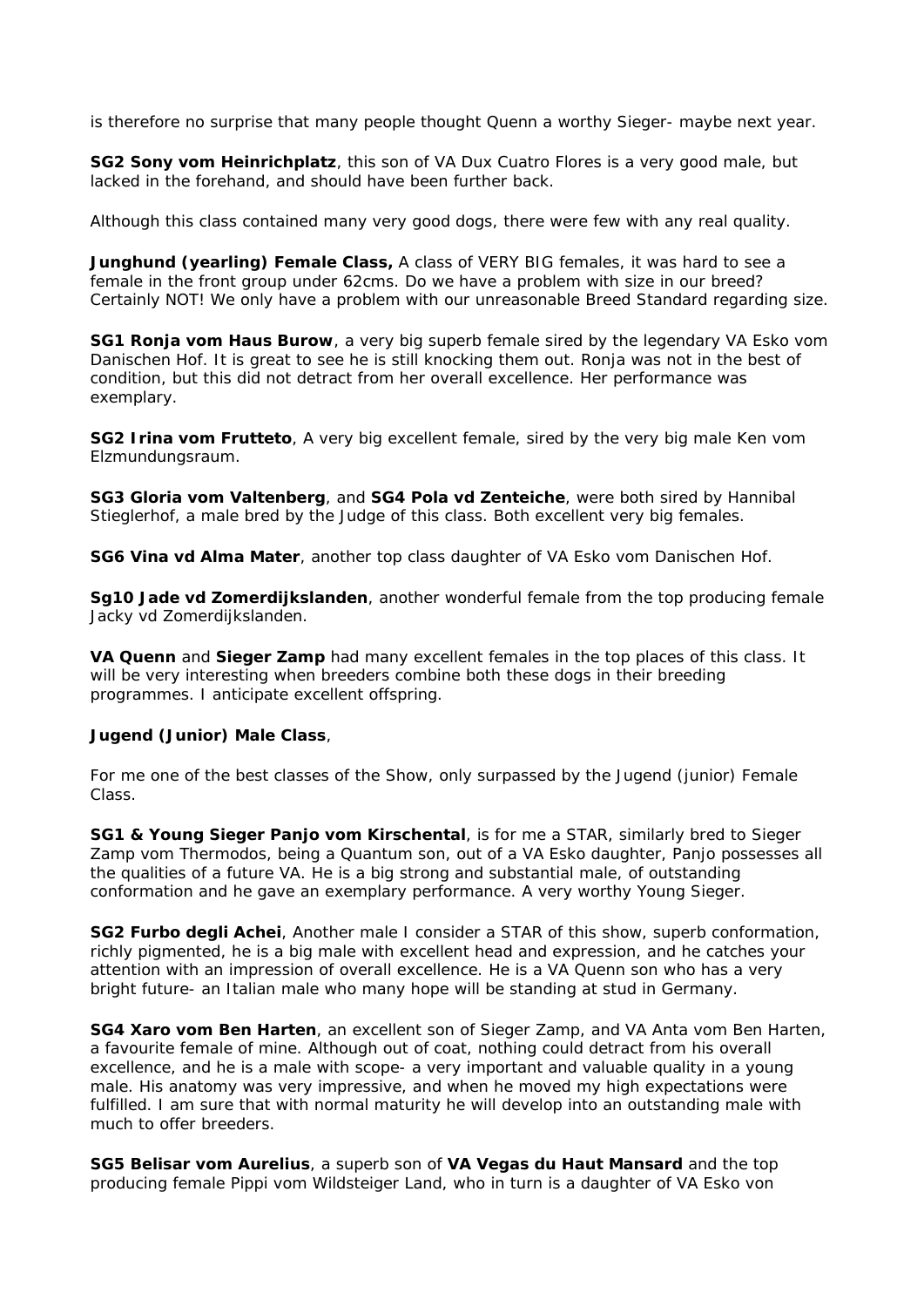is therefore no surprise that many people thought Quenn a worthy Sieger- maybe next year.

**SG2 Sony vom Heinrichplatz**, this son of VA Dux Cuatro Flores is a very good male, but lacked in the forehand, and should have been further back.

Although this class contained many very good dogs, there were few with any real quality.

**Junghund (yearling) Female Class,** A class of VERY BIG females, it was hard to see a female in the front group under 62cms. Do we have a problem with size in our breed? Certainly NOT! We only have a problem with our unreasonable Breed Standard regarding size.

**SG1 Ronja vom Haus Burow**, a very big superb female sired by the legendary VA Esko vom Danischen Hof. It is great to see he is still knocking them out. Ronja was not in the best of condition, but this did not detract from her overall excellence. Her performance was exemplary.

**SG2 Irina vom Frutteto**, A very big excellent female, sired by the very big male Ken vom Elzmundungsraum.

**SG3 Gloria vom Valtenberg**, and **SG4 Pola vd Zenteiche**, were both sired by Hannibal Stieglerhof, a male bred by the Judge of this class. Both excellent very big females.

**SG6 Vina vd Alma Mater**, another top class daughter of VA Esko vom Danischen Hof.

**Sg10 Jade vd Zomerdijkslanden**, another wonderful female from the top producing female Jacky vd Zomerdijkslanden.

**VA Quenn** and **Sieger Zamp** had many excellent females in the top places of this class. It will be very interesting when breeders combine both these dogs in their breeding programmes. I anticipate excellent offspring.

**Jugend (Junior) Male Class**,

For me one of the best classes of the Show, only surpassed by the Jugend (junior) Female Class.

**SG1 & Young Sieger Panjo vom Kirschental**, is for me a STAR, similarly bred to Sieger Zamp vom Thermodos, being a Quantum son, out of a VA Esko daughter, Panjo possesses all the qualities of a future VA. He is a big strong and substantial male, of outstanding conformation and he gave an exemplary performance. A very worthy Young Sieger.

**SG2 Furbo degli Achei**, Another male I consider a STAR of this show, superb conformation, richly pigmented, he is a big male with excellent head and expression, and he catches your attention with an impression of overall excellence. He is a VA Quenn son who has a very bright future- an Italian male who many hope will be standing at stud in Germany.

**SG4 Xaro vom Ben Harten**, an excellent son of Sieger Zamp, and VA Anta vom Ben Harten, a favourite female of mine. Although out of coat, nothing could detract from his overall excellence, and he is a male with scope- a very important and valuable quality in a young male. His anatomy was very impressive, and when he moved my high expectations were fulfilled. I am sure that with normal maturity he will develop into an outstanding male with much to offer breeders.

**SG5 Belisar vom Aurelius**, a superb son of **VA Vegas du Haut Mansard** and the top producing female Pippi vom Wildsteiger Land, who in turn is a daughter of VA Esko von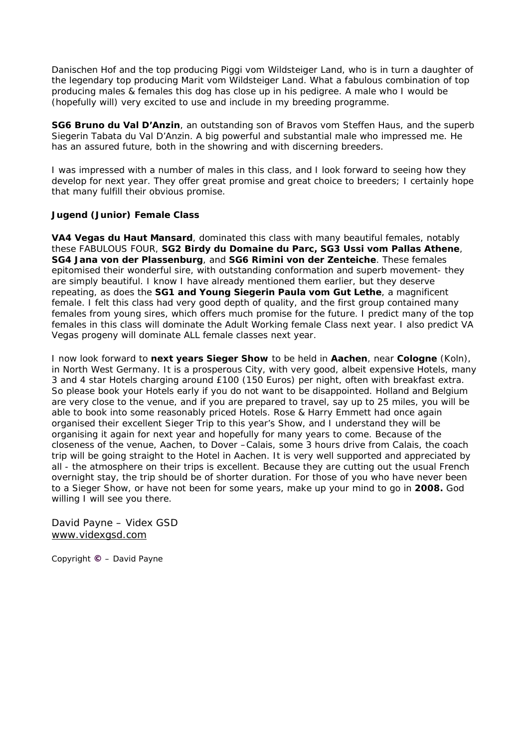Danischen Hof and the top producing Piggi vom Wildsteiger Land, who is in turn a daughter of the legendary top producing Marit vom Wildsteiger Land. What a fabulous combination of top producing males & females this dog has close up in his pedigree. A male who I would be (hopefully will) very excited to use and include in my breeding programme.

**SG6 Bruno du Val D'Anzin**, an outstanding son of Bravos vom Steffen Haus, and the superb Siegerin Tabata du Val D'Anzin. A big powerful and substantial male who impressed me. He has an assured future, both in the showring and with discerning breeders.

I was impressed with a number of males in this class, and I look forward to seeing how they develop for next year. They offer great promise and great choice to breeders; I certainly hope that many fulfill their obvious promise.

**Jugend (Junior) Female Class**

**VA4 Vegas du Haut Mansard**, dominated this class with many beautiful females, notably these FABULOUS FOUR, **SG2 Birdy du Domaine du Parc, SG3 Ussi vom Pallas Athene**, **SG4 Jana von der Plassenburg**, and **SG6 Rimini von der Zenteiche**. These females epitomised their wonderful sire, with outstanding conformation and superb movement- they are simply beautiful. I know I have already mentioned them earlier, but they deserve repeating, as does the **SG1 and Young Siegerin Paula vom Gut Lethe**, a magnificent female. I felt this class had very good depth of quality, and the first group contained many females from young sires, which offers much promise for the future. I predict many of the top females in this class will dominate the Adult Working female Class next year. I also predict VA Vegas progeny will dominate ALL female classes next year.

I now look forward to **next years Sieger Show** to be held in **Aachen**, near **Cologne** (Koln), in North West Germany. It is a prosperous City, with very good, albeit expensive Hotels, many 3 and 4 star Hotels charging around £100 (150 Euros) per night, often with breakfast extra. So please book your Hotels early if you do not want to be disappointed. Holland and Belgium are very close to the venue, and if you are prepared to travel, say up to 25 miles, you will be able to book into some reasonably priced Hotels. Rose & Harry Emmett had once again organised their excellent Sieger Trip to this year's Show, and I understand they will be organising it again for next year and hopefully for many years to come. Because of the closeness of the venue, Aachen, to Dover –Calais, some 3 hours drive from Calais, the coach trip will be going straight to the Hotel in Aachen. It is very well supported and appreciated by all - the atmosphere on their trips is excellent. Because they are cutting out the usual French overnight stay, the trip should be of shorter duration. For those of you who have never been to a Sieger Show, or have not been for some years, make up your mind to go in **2008.** God willing I will see you there.

David Payne – Videx GSD
www.videxgsd.com

Copyright **©** – David Payne